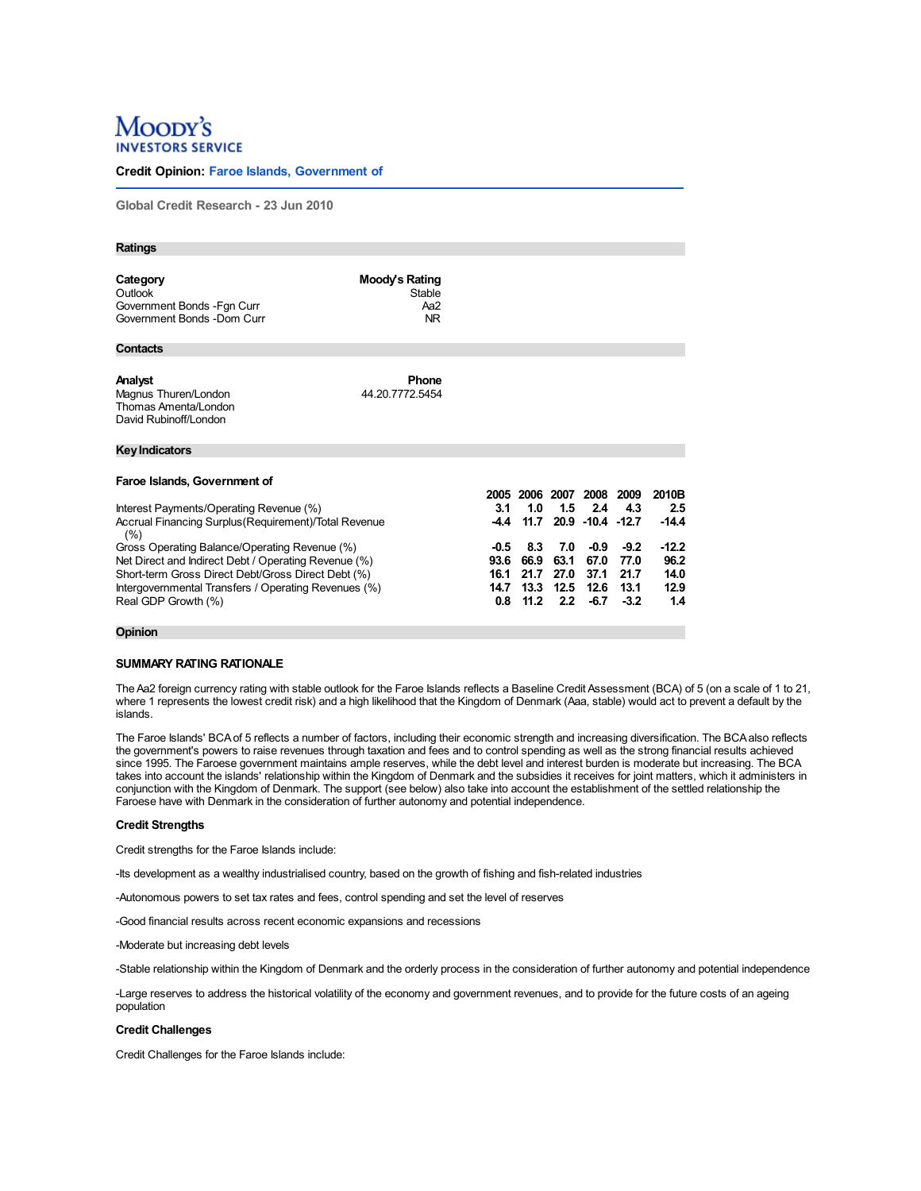MOODY'S INVESTORS SERVICE

**Credit Opinion: Faroe Islands, Government of**

**Global Credit Research - 23 Jun 2010**

## Ratings

| Category | Moody's Rating |
|---|---|
| Outlook | Stable |
| Government Bonds -Fgn Curr | Aa2 |
| Government Bonds -Dom Curr | NR |

## Contacts

| Analyst | Phone |
|---|---|
| Magnus Thuren/London | 44.20.7772.5454 |
| Thomas Amenta/London | |
| David Rubinoff/London | |

## Key Indicators

**Faroe Islands, Government of**

| | 2005 | 2006 | 2007 | 2008 | 2009 | 2010B |
|---|---|---|---|---|---|---|
| Interest Payments/Operating Revenue (%) | 3.1 | 1.0 | 1.5 | 2.4 | 4.3 | 2.5 |
| Accrual Financing Surplus(Requirement)/Total Revenue (%) | -4.4 | 11.7 | 20.9 | -10.4 | -12.7 | -14.4 |
| Gross Operating Balance/Operating Revenue (%) | -0.5 | 8.3 | 7.0 | -0.9 | -9.2 | -12.2 |
| Net Direct and Indirect Debt / Operating Revenue (%) | 93.6 | 66.9 | 63.1 | 67.0 | 77.0 | 96.2 |
| Short-term Gross Direct Debt/Gross Direct Debt (%) | 16.1 | 21.7 | 27.0 | 37.1 | 21.7 | 14.0 |
| Intergovernmental Transfers / Operating Revenues (%) | 14.7 | 13.3 | 12.5 | 12.6 | 13.1 | 12.9 |
| Real GDP Growth (%) | 0.8 | 11.2 | 2.2 | -6.7 | -3.2 | 1.4 |

## Opinion

### SUMMARY RATING RATIONALE

The Aa2 foreign currency rating with stable outlook for the Faroe Islands reflects a Baseline Credit Assessment (BCA) of 5 (on a scale of 1 to 21, where 1 represents the lowest credit risk) and a high likelihood that the Kingdom of Denmark (Aaa, stable) would act to prevent a default by the islands.

The Faroe Islands' BCA of 5 reflects a number of factors, including their economic strength and increasing diversification. The BCA also reflects the government's powers to raise revenues through taxation and fees and to control spending as well as the strong financial results achieved since 1995. The Faroese government maintains ample reserves, while the debt level and interest burden is moderate but increasing. The BCA takes into account the islands' relationship within the Kingdom of Denmark and the subsidies it receives for joint matters, which it administers in conjunction with the Kingdom of Denmark. The support (see below) also take into account the establishment of the settled relationship the Faroese have with Denmark in the consideration of further autonomy and potential independence.

### Credit Strengths

Credit strengths for the Faroe Islands include:

-Its development as a wealthy industrialised country, based on the growth of fishing and fish-related industries

-Autonomous powers to set tax rates and fees, control spending and set the level of reserves

-Good financial results across recent economic expansions and recessions

-Moderate but increasing debt levels

-Stable relationship within the Kingdom of Denmark and the orderly process in the consideration of further autonomy and potential independence

-Large reserves to address the historical volatility of the economy and government revenues, and to provide for the future costs of an ageing population

### Credit Challenges

Credit Challenges for the Faroe Islands include: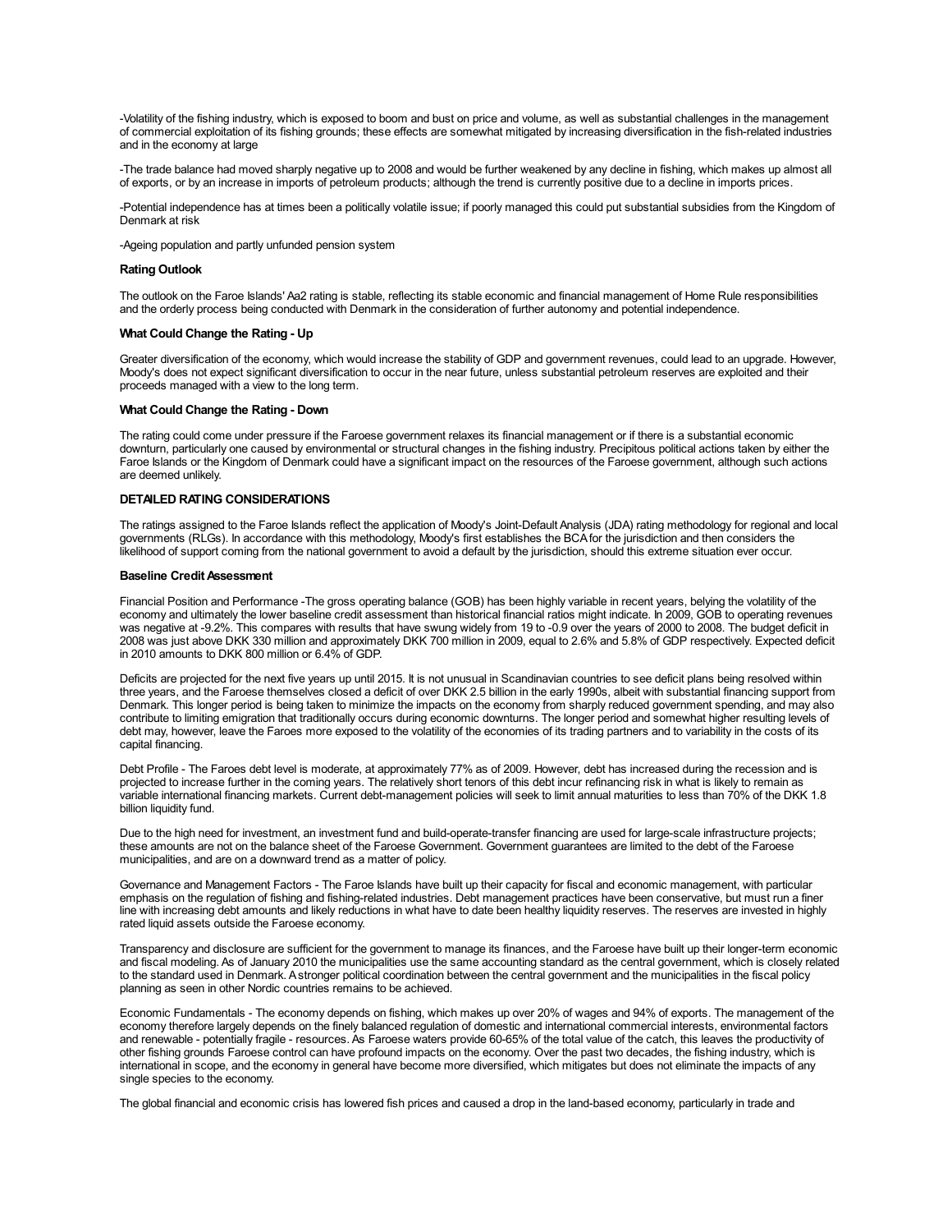-Volatility of the fishing industry, which is exposed to boom and bust on price and volume, as well as substantial challenges in the management of commercial exploitation of its fishing grounds; these effects are somewhat mitigated by increasing diversification in the fish-related industries and in the economy at large

-The trade balance had moved sharply negative up to 2008 and would be further weakened by any decline in fishing, which makes up almost all of exports, or by an increase in imports of petroleum products; although the trend is currently positive due to a decline in imports prices.

-Potential independence has at times been a politically volatile issue; if poorly managed this could put substantial subsidies from the Kingdom of Denmark at risk

-Ageing population and partly unfunded pension system

**Rating Outlook**

The outlook on the Faroe Islands' Aa2 rating is stable, reflecting its stable economic and financial management of Home Rule responsibilities and the orderly process being conducted with Denmark in the consideration of further autonomy and potential independence.

**What Could Change the Rating - Up**

Greater diversification of the economy, which would increase the stability of GDP and government revenues, could lead to an upgrade. However, Moody's does not expect significant diversification to occur in the near future, unless substantial petroleum reserves are exploited and their proceeds managed with a view to the long term.

**What Could Change the Rating - Down**

The rating could come under pressure if the Faroese government relaxes its financial management or if there is a substantial economic downturn, particularly one caused by environmental or structural changes in the fishing industry. Precipitous political actions taken by either the Faroe Islands or the Kingdom of Denmark could have a significant impact on the resources of the Faroese government, although such actions are deemed unlikely.

**DETAILED RATING CONSIDERATIONS**

The ratings assigned to the Faroe Islands reflect the application of Moody's Joint-Default Analysis (JDA) rating methodology for regional and local governments (RLGs). In accordance with this methodology, Moody's first establishes the BCA for the jurisdiction and then considers the likelihood of support coming from the national government to avoid a default by the jurisdiction, should this extreme situation ever occur.

**Baseline Credit Assessment**

Financial Position and Performance -The gross operating balance (GOB) has been highly variable in recent years, belying the volatility of the economy and ultimately the lower baseline credit assessment than historical financial ratios might indicate. In 2009, GOB to operating revenues was negative at -9.2%. This compares with results that have swung widely from 19 to -0.9 over the years of 2000 to 2008. The budget deficit in 2008 was just above DKK 330 million and approximately DKK 700 million in 2009, equal to 2.6% and 5.8% of GDP respectively. Expected deficit in 2010 amounts to DKK 800 million or 6.4% of GDP.

Deficits are projected for the next five years up until 2015. It is not unusual in Scandinavian countries to see deficit plans being resolved within three years, and the Faroese themselves closed a deficit of over DKK 2.5 billion in the early 1990s, albeit with substantial financing support from Denmark. This longer period is being taken to minimize the impacts on the economy from sharply reduced government spending, and may also contribute to limiting emigration that traditionally occurs during economic downturns. The longer period and somewhat higher resulting levels of debt may, however, leave the Faroes more exposed to the volatility of the economies of its trading partners and to variability in the costs of its capital financing.

Debt Profile - The Faroes debt level is moderate, at approximately 77% as of 2009. However, debt has increased during the recession and is projected to increase further in the coming years. The relatively short tenors of this debt incur refinancing risk in what is likely to remain as variable international financing markets. Current debt-management policies will seek to limit annual maturities to less than 70% of the DKK 1.8 billion liquidity fund.

Due to the high need for investment, an investment fund and build-operate-transfer financing are used for large-scale infrastructure projects; these amounts are not on the balance sheet of the Faroese Government. Government guarantees are limited to the debt of the Faroese municipalities, and are on a downward trend as a matter of policy.

Governance and Management Factors - The Faroe Islands have built up their capacity for fiscal and economic management, with particular emphasis on the regulation of fishing and fishing-related industries. Debt management practices have been conservative, but must run a finer line with increasing debt amounts and likely reductions in what have to date been healthy liquidity reserves. The reserves are invested in highly rated liquid assets outside the Faroese economy.

Transparency and disclosure are sufficient for the government to manage its finances, and the Faroese have built up their longer-term economic and fiscal modeling. As of January 2010 the municipalities use the same accounting standard as the central government, which is closely related to the standard used in Denmark. A stronger political coordination between the central government and the municipalities in the fiscal policy planning as seen in other Nordic countries remains to be achieved.

Economic Fundamentals - The economy depends on fishing, which makes up over 20% of wages and 94% of exports. The management of the economy therefore largely depends on the finely balanced regulation of domestic and international commercial interests, environmental factors and renewable - potentially fragile - resources. As Faroese waters provide 60-65% of the total value of the catch, this leaves the productivity of other fishing grounds Faroese control can have profound impacts on the economy. Over the past two decades, the fishing industry, which is international in scope, and the economy in general have become more diversified, which mitigates but does not eliminate the impacts of any single species to the economy.

The global financial and economic crisis has lowered fish prices and caused a drop in the land-based economy, particularly in trade and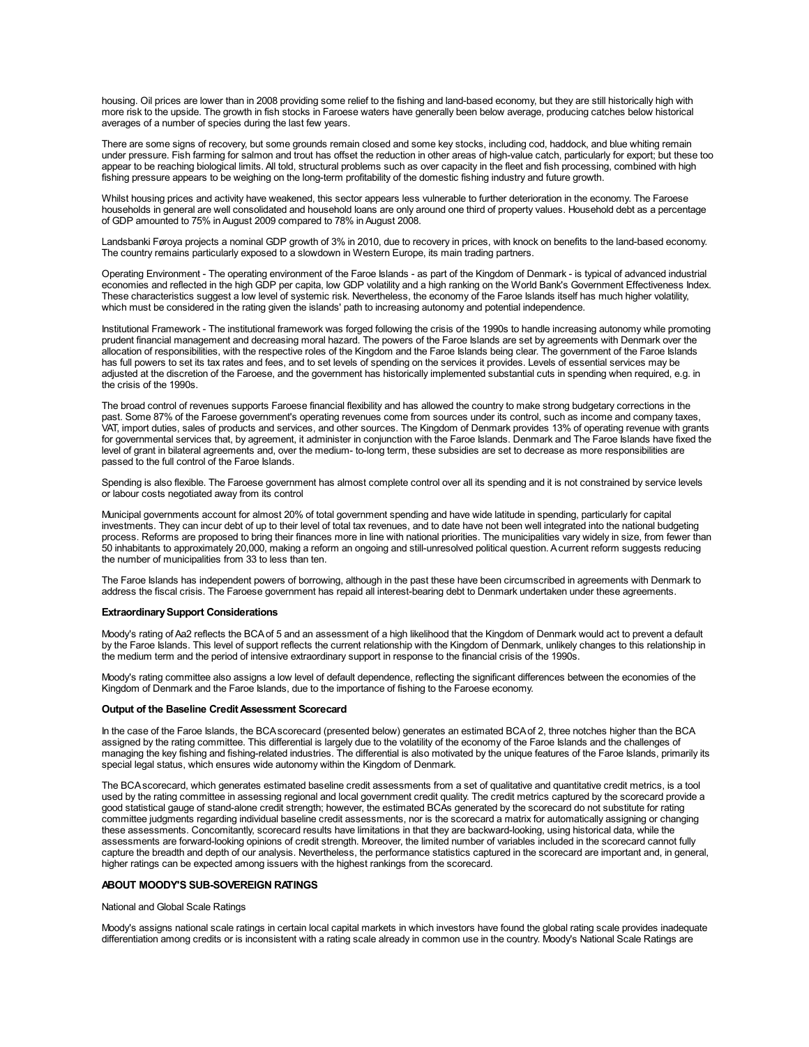housing. Oil prices are lower than in 2008 providing some relief to the fishing and land-based economy, but they are still historically high with more risk to the upside. The growth in fish stocks in Faroese waters have generally been below average, producing catches below historical averages of a number of species during the last few years.

There are some signs of recovery, but some grounds remain closed and some key stocks, including cod, haddock, and blue whiting remain under pressure. Fish farming for salmon and trout has offset the reduction in other areas of high-value catch, particularly for export; but these too appear to be reaching biological limits. All told, structural problems such as over capacity in the fleet and fish processing, combined with high fishing pressure appears to be weighing on the long-term profitability of the domestic fishing industry and future growth.

Whilst housing prices and activity have weakened, this sector appears less vulnerable to further deterioration in the economy. The Faroese households in general are well consolidated and household loans are only around one third of property values. Household debt as a percentage of GDP amounted to 75% in August 2009 compared to 78% in August 2008.

Landsbanki Føroya projects a nominal GDP growth of 3% in 2010, due to recovery in prices, with knock on benefits to the land-based economy. The country remains particularly exposed to a slowdown in Western Europe, its main trading partners.

Operating Environment - The operating environment of the Faroe Islands - as part of the Kingdom of Denmark - is typical of advanced industrial economies and reflected in the high GDP per capita, low GDP volatility and a high ranking on the World Bank's Government Effectiveness Index. These characteristics suggest a low level of systemic risk. Nevertheless, the economy of the Faroe Islands itself has much higher volatility, which must be considered in the rating given the islands' path to increasing autonomy and potential independence.

Institutional Framework - The institutional framework was forged following the crisis of the 1990s to handle increasing autonomy while promoting prudent financial management and decreasing moral hazard. The powers of the Faroe Islands are set by agreements with Denmark over the allocation of responsibilities, with the respective roles of the Kingdom and the Faroe Islands being clear. The government of the Faroe Islands has full powers to set its tax rates and fees, and to set levels of spending on the services it provides. Levels of essential services may be adjusted at the discretion of the Faroese, and the government has historically implemented substantial cuts in spending when required, e.g. in the crisis of the 1990s.

The broad control of revenues supports Faroese financial flexibility and has allowed the country to make strong budgetary corrections in the past. Some 87% of the Faroese government's operating revenues come from sources under its control, such as income and company taxes, VAT, import duties, sales of products and services, and other sources. The Kingdom of Denmark provides 13% of operating revenue with grants for governmental services that, by agreement, it administer in conjunction with the Faroe Islands. Denmark and The Faroe Islands have fixed the level of grant in bilateral agreements and, over the medium- to-long term, these subsidies are set to decrease as more responsibilities are passed to the full control of the Faroe Islands.

Spending is also flexible. The Faroese government has almost complete control over all its spending and it is not constrained by service levels or labour costs negotiated away from its control

Municipal governments account for almost 20% of total government spending and have wide latitude in spending, particularly for capital investments. They can incur debt of up to their level of total tax revenues, and to date have not been well integrated into the national budgeting process. Reforms are proposed to bring their finances more in line with national priorities. The municipalities vary widely in size, from fewer than 50 inhabitants to approximately 20,000, making a reform an ongoing and still-unresolved political question. A current reform suggests reducing the number of municipalities from 33 to less than ten.

The Faroe Islands has independent powers of borrowing, although in the past these have been circumscribed in agreements with Denmark to address the fiscal crisis. The Faroese government has repaid all interest-bearing debt to Denmark undertaken under these agreements.

**Extraordinary Support Considerations**

Moody's rating of Aa2 reflects the BCA of 5 and an assessment of a high likelihood that the Kingdom of Denmark would act to prevent a default by the Faroe Islands. This level of support reflects the current relationship with the Kingdom of Denmark, unlikely changes to this relationship in the medium term and the period of intensive extraordinary support in response to the financial crisis of the 1990s.

Moody's rating committee also assigns a low level of default dependence, reflecting the significant differences between the economies of the Kingdom of Denmark and the Faroe Islands, due to the importance of fishing to the Faroese economy.

**Output of the Baseline Credit Assessment Scorecard**

In the case of the Faroe Islands, the BCA scorecard (presented below) generates an estimated BCA of 2, three notches higher than the BCA assigned by the rating committee. This differential is largely due to the volatility of the economy of the Faroe Islands and the challenges of managing the key fishing and fishing-related industries. The differential is also motivated by the unique features of the Faroe Islands, primarily its special legal status, which ensures wide autonomy within the Kingdom of Denmark.

The BCA scorecard, which generates estimated baseline credit assessments from a set of qualitative and quantitative credit metrics, is a tool used by the rating committee in assessing regional and local government credit quality. The credit metrics captured by the scorecard provide a good statistical gauge of stand-alone credit strength; however, the estimated BCAs generated by the scorecard do not substitute for rating committee judgments regarding individual baseline credit assessments, nor is the scorecard a matrix for automatically assigning or changing these assessments. Concomitantly, scorecard results have limitations in that they are backward-looking, using historical data, while the assessments are forward-looking opinions of credit strength. Moreover, the limited number of variables included in the scorecard cannot fully capture the breadth and depth of our analysis. Nevertheless, the performance statistics captured in the scorecard are important and, in general, higher ratings can be expected among issuers with the highest rankings from the scorecard.

**ABOUT MOODY'S SUB-SOVEREIGN RATINGS**

National and Global Scale Ratings

Moody's assigns national scale ratings in certain local capital markets in which investors have found the global rating scale provides inadequate differentiation among credits or is inconsistent with a rating scale already in common use in the country. Moody's National Scale Ratings are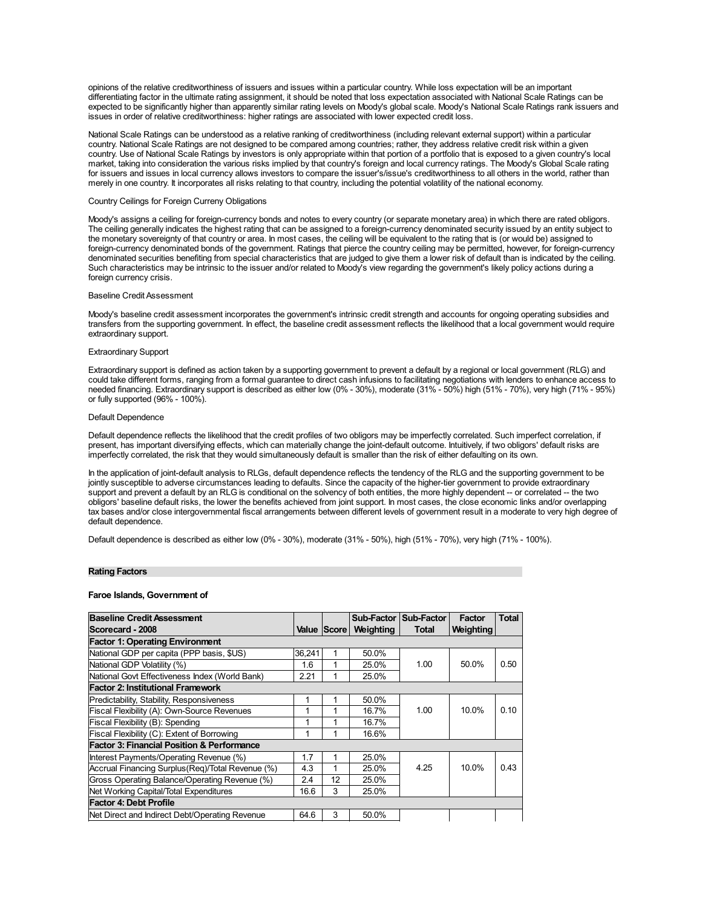opinions of the relative creditworthiness of issuers and issues within a particular country. While loss expectation will be an important differentiating factor in the ultimate rating assignment, it should be noted that loss expectation associated with National Scale Ratings can be expected to be significantly higher than apparently similar rating levels on Moody's global scale. Moody's National Scale Ratings rank issuers and issues in order of relative creditworthiness: higher ratings are associated with lower expected credit loss.

National Scale Ratings can be understood as a relative ranking of creditworthiness (including relevant external support) within a particular country. National Scale Ratings are not designed to be compared among countries; rather, they address relative credit risk within a given country. Use of National Scale Ratings by investors is only appropriate within that portion of a portfolio that is exposed to a given country's local market, taking into consideration the various risks implied by that country's foreign and local currency ratings. The Moody's Global Scale rating for issuers and issues in local currency allows investors to compare the issuer's/issue's creditworthiness to all others in the world, rather than merely in one country. It incorporates all risks relating to that country, including the potential volatility of the national economy.

Country Ceilings for Foreign Curreny Obligations

Moody's assigns a ceiling for foreign-currency bonds and notes to every country (or separate monetary area) in which there are rated obligors. The ceiling generally indicates the highest rating that can be assigned to a foreign-currency denominated security issued by an entity subject to the monetary sovereignty of that country or area. In most cases, the ceiling will be equivalent to the rating that is (or would be) assigned to foreign-currency denominated bonds of the government. Ratings that pierce the country ceiling may be permitted, however, for foreign-currency denominated securities benefiting from special characteristics that are judged to give them a lower risk of default than is indicated by the ceiling. Such characteristics may be intrinsic to the issuer and/or related to Moody's view regarding the government's likely policy actions during a foreign currency crisis.

Baseline Credit Assessment

Moody's baseline credit assessment incorporates the government's intrinsic credit strength and accounts for ongoing operating subsidies and transfers from the supporting government. In effect, the baseline credit assessment reflects the likelihood that a local government would require extraordinary support.

Extraordinary Support

Extraordinary support is defined as action taken by a supporting government to prevent a default by a regional or local government (RLG) and could take different forms, ranging from a formal guarantee to direct cash infusions to facilitating negotiations with lenders to enhance access to needed financing. Extraordinary support is described as either low (0% - 30%), moderate (31% - 50%) high (51% - 70%), very high (71% - 95%) or fully supported (96% - 100%).

Default Dependence

Default dependence reflects the likelihood that the credit profiles of two obligors may be imperfectly correlated. Such imperfect correlation, if present, has important diversifying effects, which can materially change the joint-default outcome. Intuitively, if two obligors' default risks are imperfectly correlated, the risk that they would simultaneously default is smaller than the risk of either defaulting on its own.

In the application of joint-default analysis to RLGs, default dependence reflects the tendency of the RLG and the supporting government to be jointly susceptible to adverse circumstances leading to defaults. Since the capacity of the higher-tier government to provide extraordinary support and prevent a default by an RLG is conditional on the solvency of both entities, the more highly dependent -- or correlated -- the two obligors' baseline default risks, the lower the benefits achieved from joint support. In most cases, the close economic links and/or overlapping tax bases and/or close intergovernmental fiscal arrangements between different levels of government result in a moderate to very high degree of default dependence.

Default dependence is described as either low (0% - 30%), moderate (31% - 50%), high (51% - 70%), very high (71% - 100%).

**Rating Factors**

**Faroe Islands, Government of**

| **Baseline Credit Assessment Scorecard - 2008** | **Value** | **Score** | **Sub-Factor Weighting** | **Sub-Factor Total** | **Factor Weighting** | **Total** |
|---|---|---|---|---|---|---|
| **Factor 1: Operating Environment** | | | | | | |
| National GDP per capita (PPP basis, $US) | 36,241 | 1 | 50.0% | 1.00 | 50.0% | 0.50 |
| National GDP Volatility (%) | 1.6 | 1 | 25.0% | | | |
| National Govt Effectiveness Index (World Bank) | 2.21 | 1 | 25.0% | | | |
| **Factor 2: Institutional Framework** | | | | | | |
| Predictability, Stability, Responsiveness | 1 | 1 | 50.0% | 1.00 | 10.0% | 0.10 |
| Fiscal Flexibility (A): Own-Source Revenues | 1 | 1 | 16.7% | | | |
| Fiscal Flexibility (B): Spending | 1 | 1 | 16.7% | | | |
| Fiscal Flexibility (C): Extent of Borrowing | 1 | 1 | 16.6% | | | |
| **Factor 3: Financial Position & Performance** | | | | | | |
| Interest Payments/Operating Revenue (%) | 1.7 | 1 | 25.0% | 4.25 | 10.0% | 0.43 |
| Accrual Financing Surplus(Req)/Total Revenue (%) | 4.3 | 1 | 25.0% | | | |
| Gross Operating Balance/Operating Revenue (%) | 2.4 | 12 | 25.0% | | | |
| Net Working Capital/Total Expenditures | 16.6 | 3 | 25.0% | | | |
| **Factor 4: Debt Profile** | | | | | | |
| Net Direct and Indirect Debt/Operating Revenue | 64.6 | 3 | 50.0% | | | |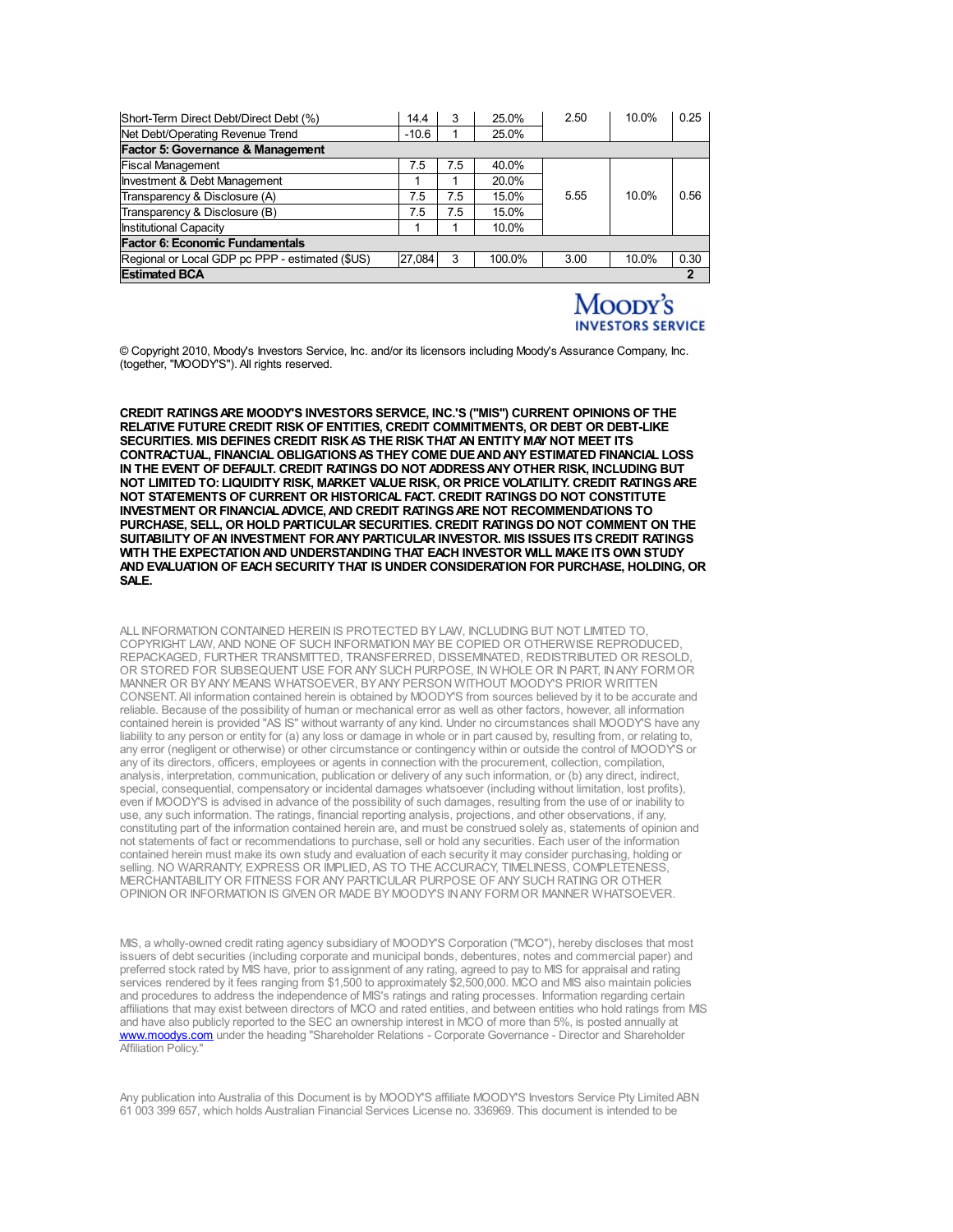| | | | | | | |
|---|---|---|---|---|---|---|
| Short-Term Direct Debt/Direct Debt (%) | 14.4 | 3 | 25.0% | 2.50 | 10.0% | 0.25 |
| Net Debt/Operating Revenue Trend | -10.6 | 1 | 25.0% | | | |
| **Factor 5: Governance & Management** | | | | | | |
| Fiscal Management | 7.5 | 7.5 | 40.0% | | | |
| Investment & Debt Management | 1 | 1 | 20.0% | | | |
| Transparency & Disclosure (A) | 7.5 | 7.5 | 15.0% | 5.55 | 10.0% | 0.56 |
| Transparency & Disclosure (B) | 7.5 | 7.5 | 15.0% | | | |
| Institutional Capacity | 1 | 1 | 10.0% | | | |
| **Factor 6: Economic Fundamentals** | | | | | | |
| Regional or Local GDP pc PPP - estimated ($US) | 27,084 | 3 | 100.0% | 3.00 | 10.0% | 0.30 |
| **Estimated BCA** | | | | | | **2** |

Moody's Investors Service

© Copyright 2010, Moody's Investors Service, Inc. and/or its licensors including Moody's Assurance Company, Inc. (together, "MOODY'S"). All rights reserved.

**CREDIT RATINGS ARE MOODY'S INVESTORS SERVICE, INC.'S ("MIS") CURRENT OPINIONS OF THE RELATIVE FUTURE CREDIT RISK OF ENTITIES, CREDIT COMMITMENTS, OR DEBT OR DEBT-LIKE SECURITIES. MIS DEFINES CREDIT RISK AS THE RISK THAT AN ENTITY MAY NOT MEET ITS CONTRACTUAL, FINANCIAL OBLIGATIONS AS THEY COME DUE AND ANY ESTIMATED FINANCIAL LOSS IN THE EVENT OF DEFAULT. CREDIT RATINGS DO NOT ADDRESS ANY OTHER RISK, INCLUDING BUT NOT LIMITED TO: LIQUIDITY RISK, MARKET VALUE RISK, OR PRICE VOLATILITY. CREDIT RATINGS ARE NOT STATEMENTS OF CURRENT OR HISTORICAL FACT. CREDIT RATINGS DO NOT CONSTITUTE INVESTMENT OR FINANCIAL ADVICE, AND CREDIT RATINGS ARE NOT RECOMMENDATIONS TO PURCHASE, SELL, OR HOLD PARTICULAR SECURITIES. CREDIT RATINGS DO NOT COMMENT ON THE SUITABILITY OF AN INVESTMENT FOR ANY PARTICULAR INVESTOR. MIS ISSUES ITS CREDIT RATINGS WITH THE EXPECTATION AND UNDERSTANDING THAT EACH INVESTOR WILL MAKE ITS OWN STUDY AND EVALUATION OF EACH SECURITY THAT IS UNDER CONSIDERATION FOR PURCHASE, HOLDING, OR SALE.**

ALL INFORMATION CONTAINED HEREIN IS PROTECTED BY LAW, INCLUDING BUT NOT LIMITED TO, COPYRIGHT LAW, AND NONE OF SUCH INFORMATION MAY BE COPIED OR OTHERWISE REPRODUCED, REPACKAGED, FURTHER TRANSMITTED, TRANSFERRED, DISSEMINATED, REDISTRIBUTED OR RESOLD, OR STORED FOR SUBSEQUENT USE FOR ANY SUCH PURPOSE, IN WHOLE OR IN PART, IN ANY FORM OR MANNER OR BY ANY MEANS WHATSOEVER, BY ANY PERSON WITHOUT MOODY'S PRIOR WRITTEN CONSENT. All information contained herein is obtained by MOODY'S from sources believed by it to be accurate and reliable. Because of the possibility of human or mechanical error as well as other factors, however, all information contained herein is provided "AS IS" without warranty of any kind. Under no circumstances shall MOODY'S have any liability to any person or entity for (a) any loss or damage in whole or in part caused by, resulting from, or relating to, any error (negligent or otherwise) or other circumstance or contingency within or outside the control of MOODY'S or any of its directors, officers, employees or agents in connection with the procurement, collection, compilation, analysis, interpretation, communication, publication or delivery of any such information, or (b) any direct, indirect, special, consequential, compensatory or incidental damages whatsoever (including without limitation, lost profits), even if MOODY'S is advised in advance of the possibility of such damages, resulting from the use of or inability to use, any such information. The ratings, financial reporting analysis, projections, and other observations, if any, constituting part of the information contained herein are, and must be construed solely as, statements of opinion and not statements of fact or recommendations to purchase, sell or hold any securities. Each user of the information contained herein must make its own study and evaluation of each security it may consider purchasing, holding or selling. NO WARRANTY, EXPRESS OR IMPLIED, AS TO THE ACCURACY, TIMELINESS, COMPLETENESS, MERCHANTABILITY OR FITNESS FOR ANY PARTICULAR PURPOSE OF ANY SUCH RATING OR OTHER OPINION OR INFORMATION IS GIVEN OR MADE BY MOODY'S IN ANY FORM OR MANNER WHATSOEVER.

MIS, a wholly-owned credit rating agency subsidiary of MOODY'S Corporation ("MCO"), hereby discloses that most issuers of debt securities (including corporate and municipal bonds, debentures, notes and commercial paper) and preferred stock rated by MIS have, prior to assignment of any rating, agreed to pay to MIS for appraisal and rating services rendered by it fees ranging from $1,500 to approximately $2,500,000. MCO and MIS also maintain policies and procedures to address the independence of MIS's ratings and rating processes. Information regarding certain affiliations that may exist between directors of MCO and rated entities, and between entities who hold ratings from MIS and have also publicly reported to the SEC an ownership interest in MCO of more than 5%, is posted annually at www.moodys.com under the heading "Shareholder Relations - Corporate Governance - Director and Shareholder Affiliation Policy."

Any publication into Australia of this Document is by MOODY'S affiliate MOODY'S Investors Service Pty Limited ABN 61 003 399 657, which holds Australian Financial Services License no. 336969. This document is intended to be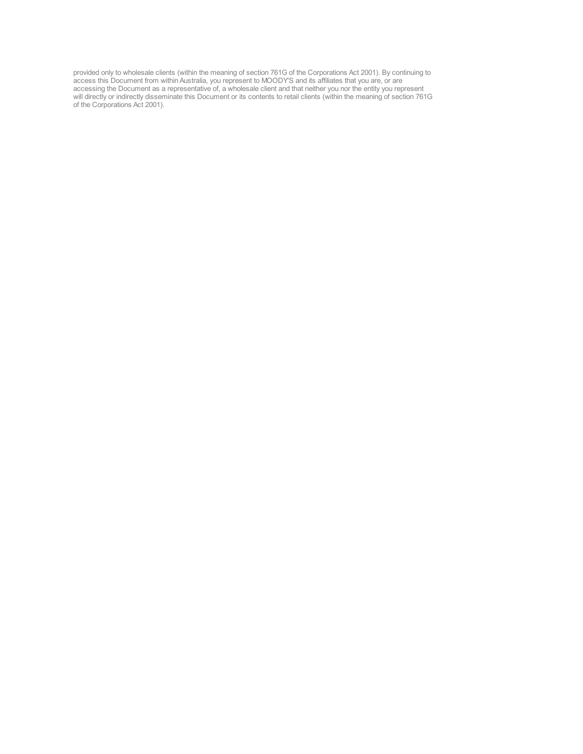provided only to wholesale clients (within the meaning of section 761G of the Corporations Act 2001). By continuing to access this Document from within Australia, you represent to MOODY'S and its affiliates that you are, or are accessing the Document as a representative of, a wholesale client and that neither you nor the entity you represent will directly or indirectly disseminate this Document or its contents to retail clients (within the meaning of section 761G of the Corporations Act 2001).